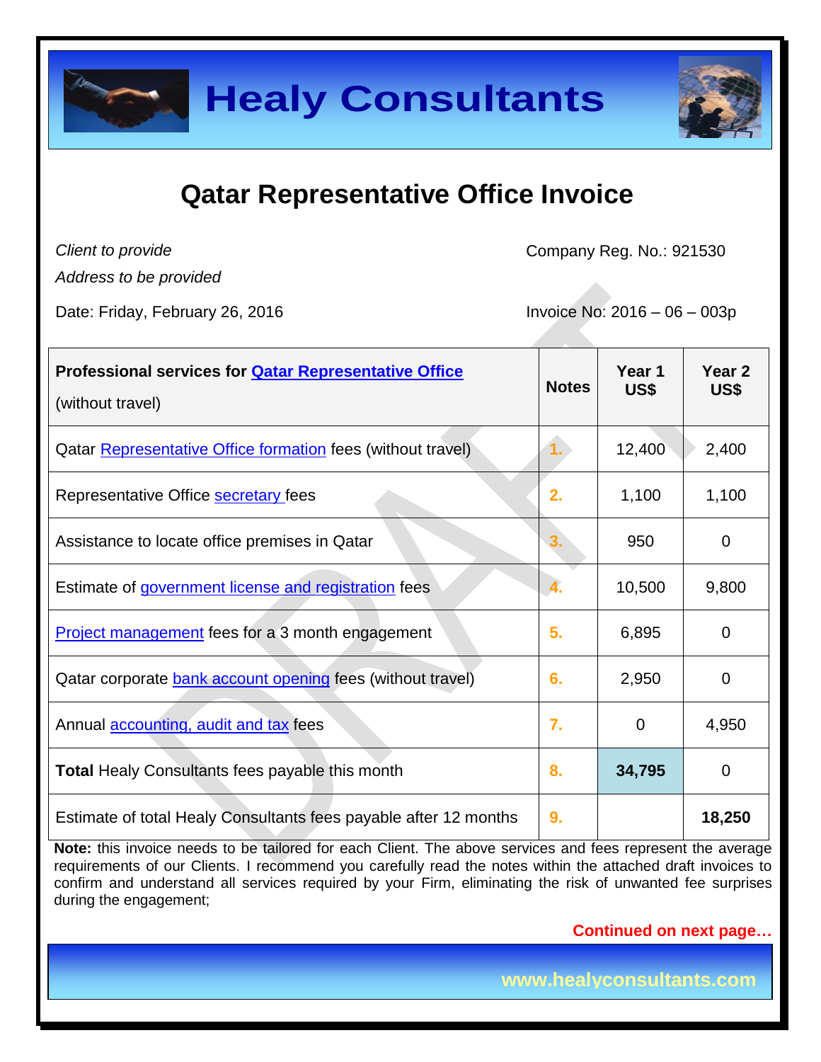# Healy Consultants

## Qatar Representative Office Invoice

*Client to provide*
*Address to be provided*

Company Reg. No.: 921530

Date: Friday, February 26, 2016

Invoice No: 2016 – 06 – 003p

| **Professional services for Qatar Representative Office** (without travel) | **Notes** | **Year 1 US$** | **Year 2 US$** |
|---|---|---|---|
| Qatar Representative Office formation fees (without travel) | 1. | 12,400 | 2,400 |
| Representative Office secretary fees | 2. | 1,100 | 1,100 |
| Assistance to locate office premises in Qatar | 3. | 950 | 0 |
| Estimate of government license and registration fees | 4. | 10,500 | 9,800 |
| Project management fees for a 3 month engagement | 5. | 6,895 | 0 |
| Qatar corporate bank account opening fees (without travel) | 6. | 2,950 | 0 |
| Annual accounting, audit and tax fees | 7. | 0 | 4,950 |
| **Total** Healy Consultants fees payable this month | 8. | **34,795** | 0 |
| Estimate of total Healy Consultants fees payable after 12 months | 9. | | **18,250** |

**Note:** this invoice needs to be tailored for each Client. The above services and fees represent the average requirements of our Clients. I recommend you carefully read the notes within the attached draft invoices to confirm and understand all services required by your Firm, eliminating the risk of unwanted fee surprises during the engagement;

**Continued on next page…**

www.healyconsultants.com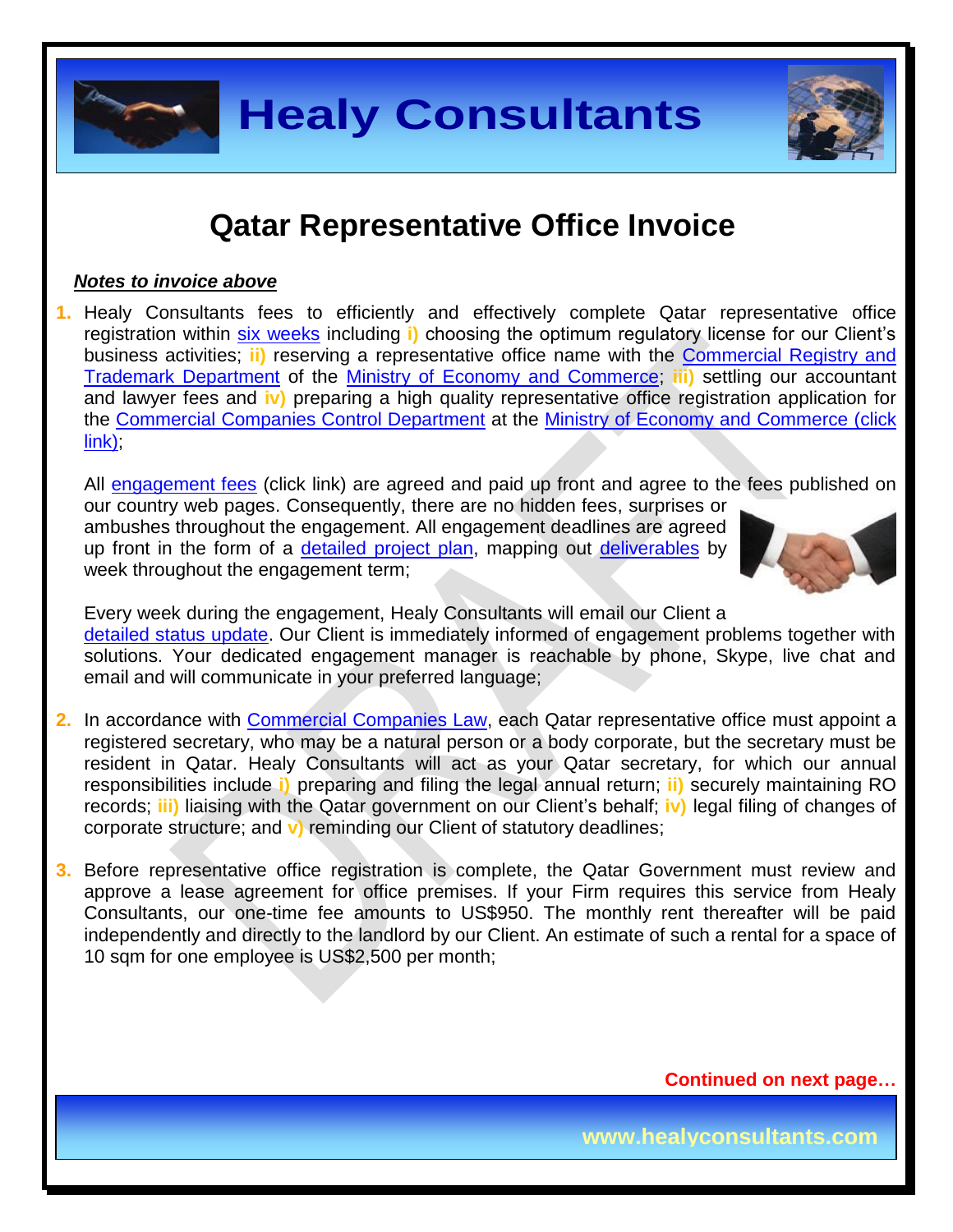# Qatar Representative Office Invoice

***Notes to invoice above***

1. Healy Consultants fees to efficiently and effectively complete Qatar representative office registration within six weeks including **i)** choosing the optimum regulatory license for our Client's business activities; **ii)** reserving a representative office name with the Commercial Registry and Trademark Department of the Ministry of Economy and Commerce; **iii)** settling our accountant and lawyer fees and **iv)** preparing a high quality representative office registration application for the Commercial Companies Control Department at the Ministry of Economy and Commerce (click link);

   All engagement fees (click link) are agreed and paid up front and agree to the fees published on our country web pages. Consequently, there are no hidden fees, surprises or ambushes throughout the engagement. All engagement deadlines are agreed up front in the form of a detailed project plan, mapping out deliverables by week throughout the engagement term;

   Every week during the engagement, Healy Consultants will email our Client a detailed status update. Our Client is immediately informed of engagement problems together with solutions. Your dedicated engagement manager is reachable by phone, Skype, live chat and email and will communicate in your preferred language;

2. In accordance with Commercial Companies Law, each Qatar representative office must appoint a registered secretary, who may be a natural person or a body corporate, but the secretary must be resident in Qatar. Healy Consultants will act as your Qatar secretary, for which our annual responsibilities include **i)** preparing and filing the legal annual return; **ii)** securely maintaining RO records; **iii)** liaising with the Qatar government on our Client's behalf; **iv)** legal filing of changes of corporate structure; and **v)** reminding our Client of statutory deadlines;

3. Before representative office registration is complete, the Qatar Government must review and approve a lease agreement for office premises. If your Firm requires this service from Healy Consultants, our one-time fee amounts to US$950. The monthly rent thereafter will be paid independently and directly to the landlord by our Client. An estimate of such a rental for a space of 10 sqm for one employee is US$2,500 per month;

**Continued on next page…**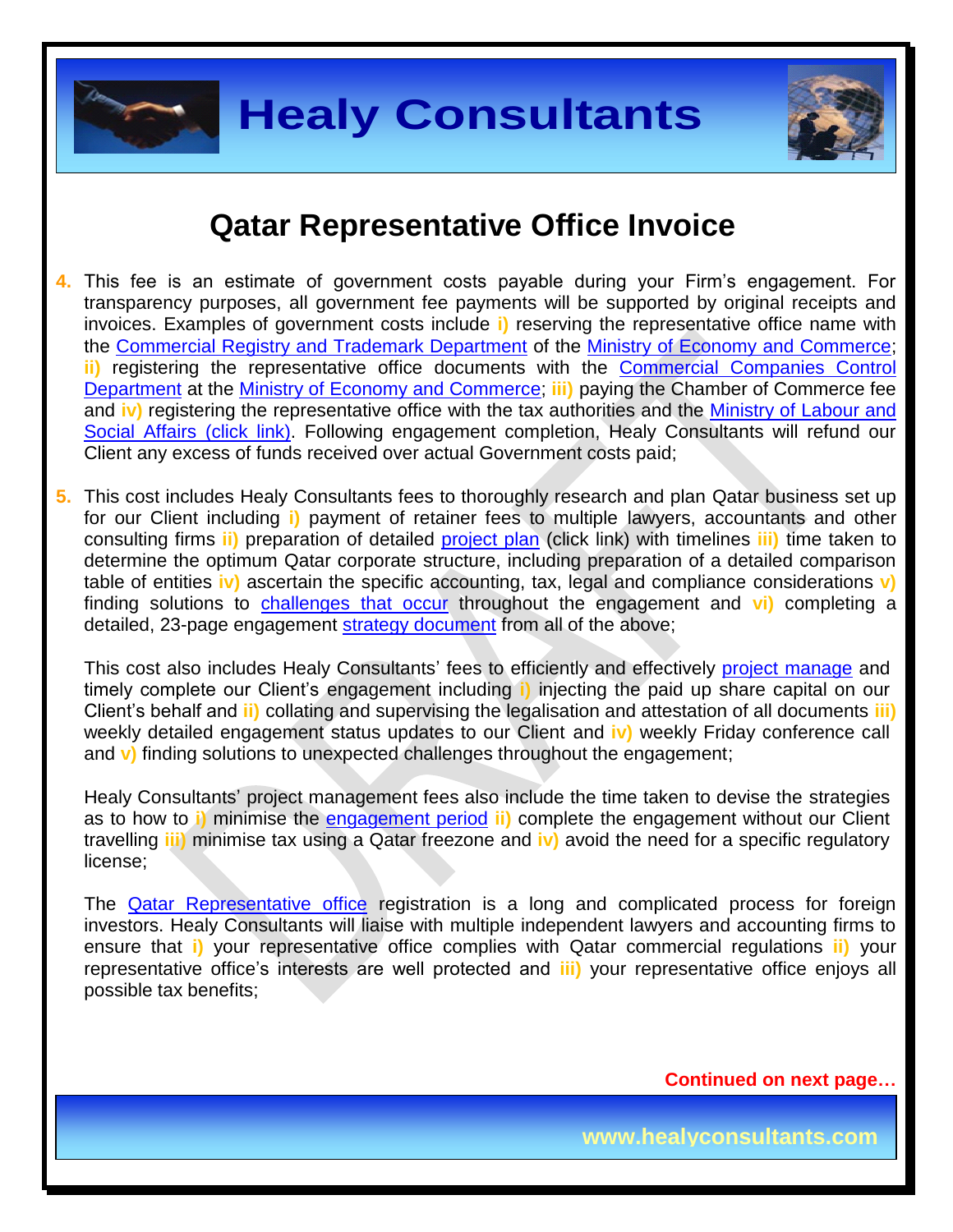# Qatar Representative Office Invoice

4. This fee is an estimate of government costs payable during your Firm's engagement. For transparency purposes, all government fee payments will be supported by original receipts and invoices. Examples of government costs include **i)** reserving the representative office name with the Commercial Registry and Trademark Department of the Ministry of Economy and Commerce; **ii)** registering the representative office documents with the Commercial Companies Control Department at the Ministry of Economy and Commerce; **iii)** paying the Chamber of Commerce fee and **iv)** registering the representative office with the tax authorities and the Ministry of Labour and Social Affairs (click link). Following engagement completion, Healy Consultants will refund our Client any excess of funds received over actual Government costs paid;

5. This cost includes Healy Consultants fees to thoroughly research and plan Qatar business set up for our Client including **i)** payment of retainer fees to multiple lawyers, accountants and other consulting firms **ii)** preparation of detailed project plan (click link) with timelines **iii)** time taken to determine the optimum Qatar corporate structure, including preparation of a detailed comparison table of entities **iv)** ascertain the specific accounting, tax, legal and compliance considerations **v)** finding solutions to challenges that occur throughout the engagement and **vi)** completing a detailed, 23-page engagement strategy document from all of the above;

   This cost also includes Healy Consultants' fees to efficiently and effectively project manage and timely complete our Client's engagement including **i)** injecting the paid up share capital on our Client's behalf and **ii)** collating and supervising the legalisation and attestation of all documents **iii)** weekly detailed engagement status updates to our Client and **iv)** weekly Friday conference call and **v)** finding solutions to unexpected challenges throughout the engagement;

   Healy Consultants' project management fees also include the time taken to devise the strategies as to how to **i)** minimise the engagement period **ii)** complete the engagement without our Client travelling **iii)** minimise tax using a Qatar freezone and **iv)** avoid the need for a specific regulatory license;

   The Qatar Representative office registration is a long and complicated process for foreign investors. Healy Consultants will liaise with multiple independent lawyers and accounting firms to ensure that **i)** your representative office complies with Qatar commercial regulations **ii)** your representative office's interests are well protected and **iii)** your representative office enjoys all possible tax benefits;

**Continued on next page…**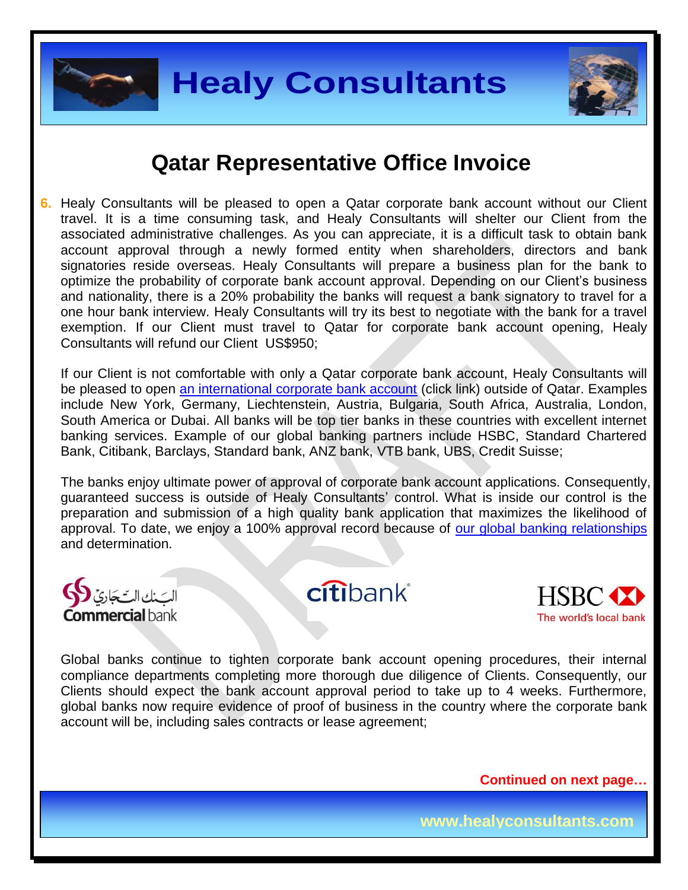# Qatar Representative Office Invoice

6. Healy Consultants will be pleased to open a Qatar corporate bank account without our Client travel. It is a time consuming task, and Healy Consultants will shelter our Client from the associated administrative challenges. As you can appreciate, it is a difficult task to obtain bank account approval through a newly formed entity when shareholders, directors and bank signatories reside overseas. Healy Consultants will prepare a business plan for the bank to optimize the probability of corporate bank account approval. Depending on our Client's business and nationality, there is a 20% probability the banks will request a bank signatory to travel for a one hour bank interview. Healy Consultants will try its best to negotiate with the bank for a travel exemption. If our Client must travel to Qatar for corporate bank account opening, Healy Consultants will refund our Client US$950;

   If our Client is not comfortable with only a Qatar corporate bank account, Healy Consultants will be pleased to open [an international corporate bank account]() (click link) outside of Qatar. Examples include New York, Germany, Liechtenstein, Austria, Bulgaria, South Africa, Australia, London, South America or Dubai. All banks will be top tier banks in these countries with excellent internet banking services. Example of our global banking partners include HSBC, Standard Chartered Bank, Citibank, Barclays, Standard bank, ANZ bank, VTB bank, UBS, Credit Suisse;

   The banks enjoy ultimate power of approval of corporate bank account applications. Consequently, guaranteed success is outside of Healy Consultants' control. What is inside our control is the preparation and submission of a high quality bank application that maximizes the likelihood of approval. To date, we enjoy a 100% approval record because of [our global banking relationships]() and determination.

   البنك التجاري Commercial bank | citibank | HSBC The world's local bank

   Global banks continue to tighten corporate bank account opening procedures, their internal compliance departments completing more thorough due diligence of Clients. Consequently, our Clients should expect the bank account approval period to take up to 4 weeks. Furthermore, global banks now require evidence of proof of business in the country where the corporate bank account will be, including sales contracts or lease agreement;

**Continued on next page…**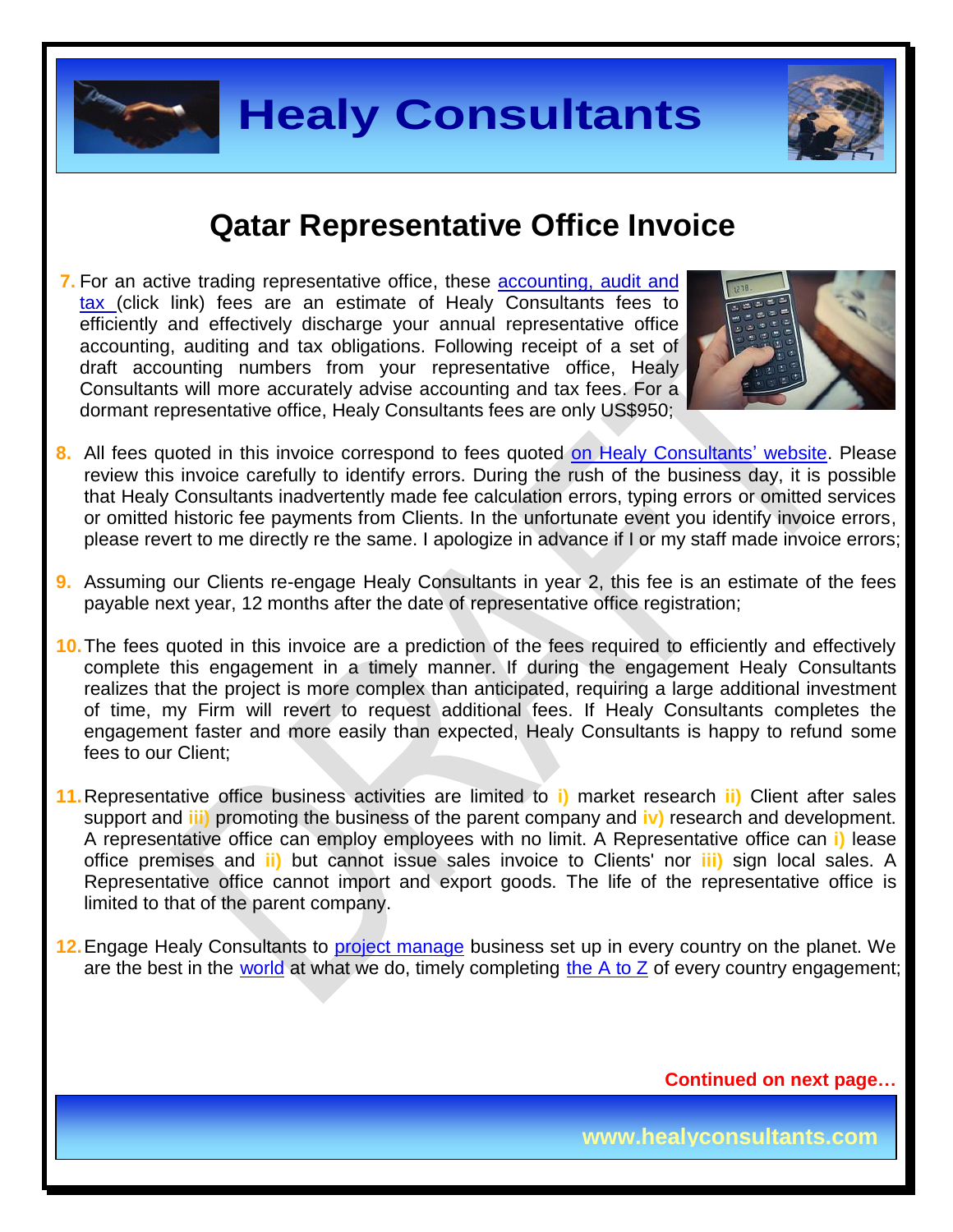# Qatar Representative Office Invoice

7. For an active trading representative office, these accounting, audit and tax (click link) fees are an estimate of Healy Consultants fees to efficiently and effectively discharge your annual representative office accounting, auditing and tax obligations. Following receipt of a set of draft accounting numbers from your representative office, Healy Consultants will more accurately advise accounting and tax fees. For a dormant representative office, Healy Consultants fees are only US$950;

8. All fees quoted in this invoice correspond to fees quoted on Healy Consultants' website. Please review this invoice carefully to identify errors. During the rush of the business day, it is possible that Healy Consultants inadvertently made fee calculation errors, typing errors or omitted services or omitted historic fee payments from Clients. In the unfortunate event you identify invoice errors, please revert to me directly re the same. I apologize in advance if I or my staff made invoice errors;

9. Assuming our Clients re-engage Healy Consultants in year 2, this fee is an estimate of the fees payable next year, 12 months after the date of representative office registration;

10. The fees quoted in this invoice are a prediction of the fees required to efficiently and effectively complete this engagement in a timely manner. If during the engagement Healy Consultants realizes that the project is more complex than anticipated, requiring a large additional investment of time, my Firm will revert to request additional fees. If Healy Consultants completes the engagement faster and more easily than expected, Healy Consultants is happy to refund some fees to our Client;

11. Representative office business activities are limited to **i)** market research **ii)** Client after sales support and **iii)** promoting the business of the parent company and **iv)** research and development. A representative office can employ employees with no limit. A Representative office can **i)** lease office premises and **ii)** but cannot issue sales invoice to Clients' nor **iii)** sign local sales. A Representative office cannot import and export goods. The life of the representative office is limited to that of the parent company.

12. Engage Healy Consultants to project manage business set up in every country on the planet. We are the best in the world at what we do, timely completing the A to Z of every country engagement;

**Continued on next page…**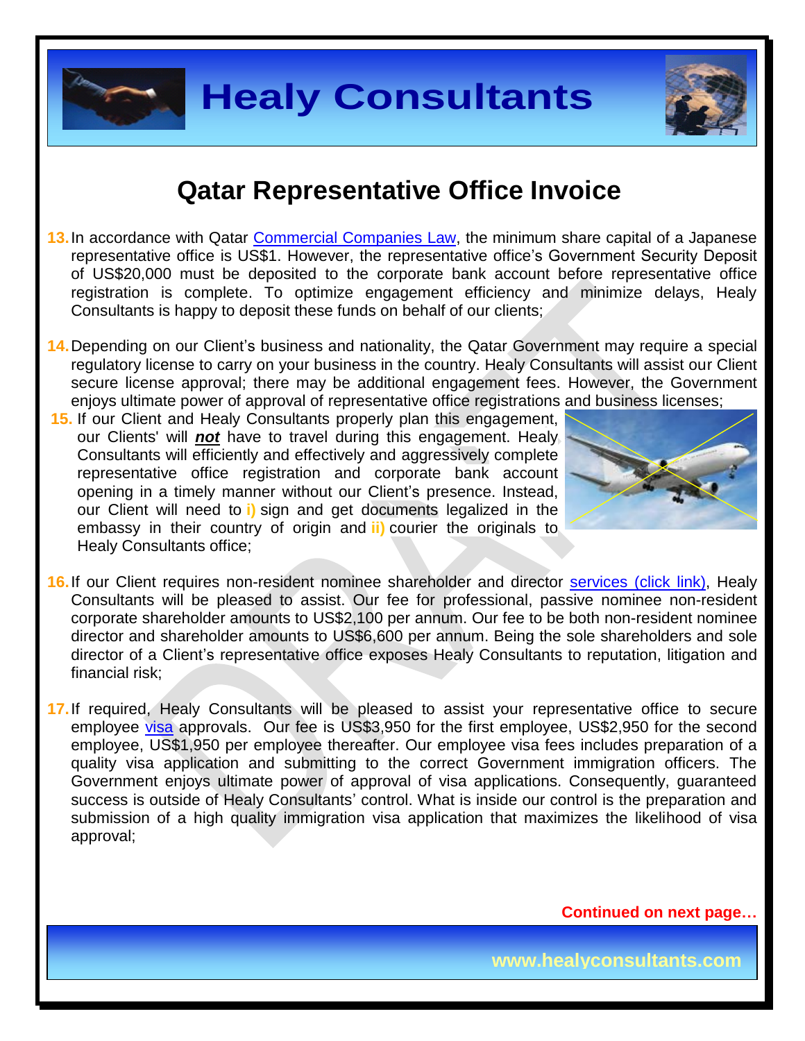# Qatar Representative Office Invoice

13. In accordance with Qatar Commercial Companies Law, the minimum share capital of a Japanese representative office is US$1. However, the representative office's Government Security Deposit of US$20,000 must be deposited to the corporate bank account before representative office registration is complete. To optimize engagement efficiency and minimize delays, Healy Consultants is happy to deposit these funds on behalf of our clients;

14. Depending on our Client's business and nationality, the Qatar Government may require a special regulatory license to carry on your business in the country. Healy Consultants will assist our Client secure license approval; there may be additional engagement fees. However, the Government enjoys ultimate power of approval of representative office registrations and business licenses;

15. If our Client and Healy Consultants properly plan this engagement, our Clients' will ***not*** have to travel during this engagement. Healy Consultants will efficiently and effectively and aggressively complete representative office registration and corporate bank account opening in a timely manner without our Client's presence. Instead, our Client will need to **i)** sign and get documents legalized in the embassy in their country of origin and **ii)** courier the originals to Healy Consultants office;

16. If our Client requires non-resident nominee shareholder and director services (click link), Healy Consultants will be pleased to assist. Our fee for professional, passive nominee non-resident corporate shareholder amounts to US$2,100 per annum. Our fee to be both non-resident nominee director and shareholder amounts to US$6,600 per annum. Being the sole shareholders and sole director of a Client's representative office exposes Healy Consultants to reputation, litigation and financial risk;

17. If required, Healy Consultants will be pleased to assist your representative office to secure employee visa approvals. Our fee is US$3,950 for the first employee, US$2,950 for the second employee, US$1,950 per employee thereafter. Our employee visa fees includes preparation of a quality visa application and submitting to the correct Government immigration officers. The Government enjoys ultimate power of approval of visa applications. Consequently, guaranteed success is outside of Healy Consultants' control. What is inside our control is the preparation and submission of a high quality immigration visa application that maximizes the likelihood of visa approval;

**Continued on next page…**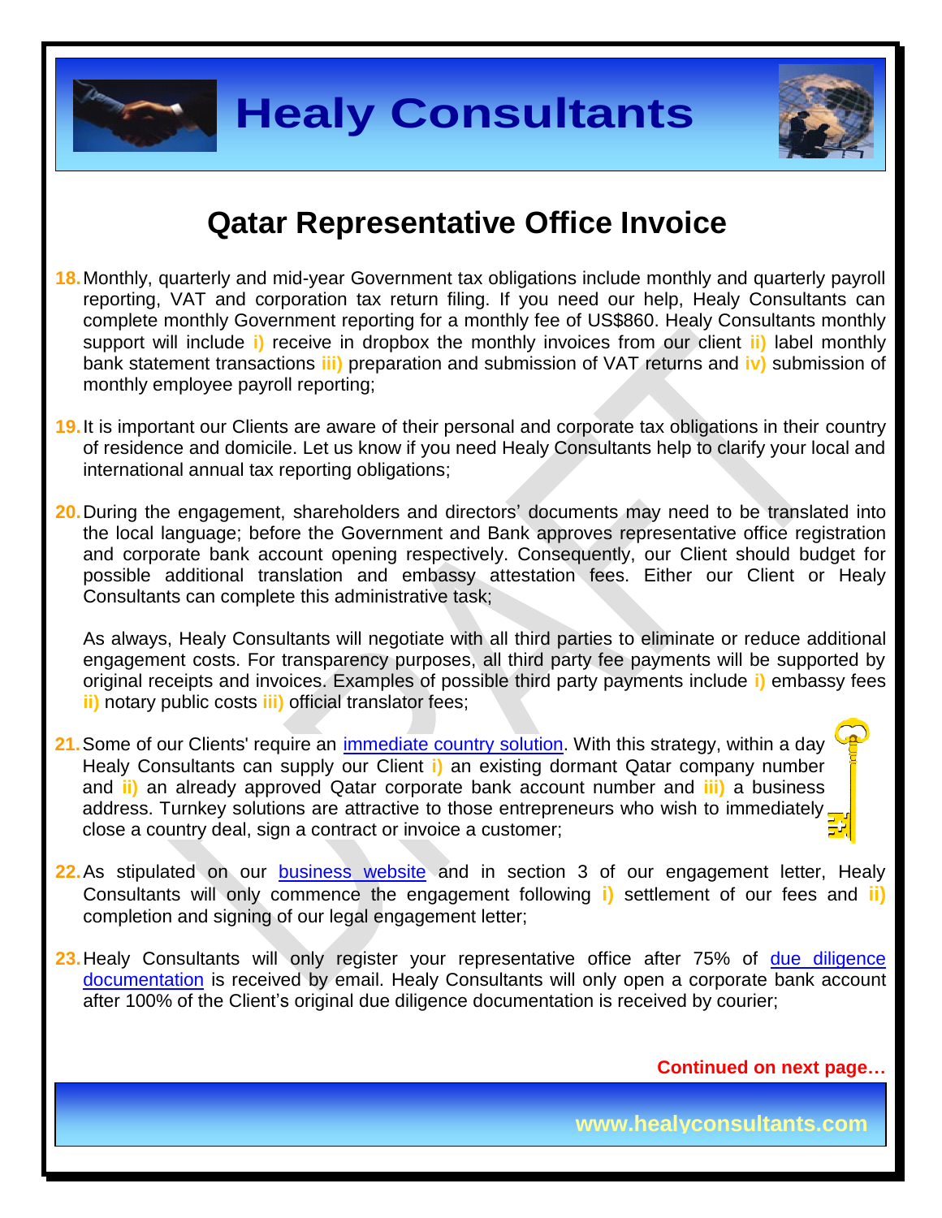# Qatar Representative Office Invoice

18. Monthly, quarterly and mid-year Government tax obligations include monthly and quarterly payroll reporting, VAT and corporation tax return filing. If you need our help, Healy Consultants can complete monthly Government reporting for a monthly fee of US$860. Healy Consultants monthly support will include **i)** receive in dropbox the monthly invoices from our client **ii)** label monthly bank statement transactions **iii)** preparation and submission of VAT returns and **iv)** submission of monthly employee payroll reporting;

19. It is important our Clients are aware of their personal and corporate tax obligations in their country of residence and domicile. Let us know if you need Healy Consultants help to clarify your local and international annual tax reporting obligations;

20. During the engagement, shareholders and directors' documents may need to be translated into the local language; before the Government and Bank approves representative office registration and corporate bank account opening respectively. Consequently, our Client should budget for possible additional translation and embassy attestation fees. Either our Client or Healy Consultants can complete this administrative task;

    As always, Healy Consultants will negotiate with all third parties to eliminate or reduce additional engagement costs. For transparency purposes, all third party fee payments will be supported by original receipts and invoices. Examples of possible third party payments include **i)** embassy fees **ii)** notary public costs **iii)** official translator fees;

21. Some of our Clients' require an immediate country solution. With this strategy, within a day Healy Consultants can supply our Client **i)** an existing dormant Qatar company number and **ii)** an already approved Qatar corporate bank account number and **iii)** a business address. Turnkey solutions are attractive to those entrepreneurs who wish to immediately close a country deal, sign a contract or invoice a customer;

22. As stipulated on our business website and in section 3 of our engagement letter, Healy Consultants will only commence the engagement following **i)** settlement of our fees and **ii)** completion and signing of our legal engagement letter;

23. Healy Consultants will only register your representative office after 75% of due diligence documentation is received by email. Healy Consultants will only open a corporate bank account after 100% of the Client's original due diligence documentation is received by courier;

**Continued on next page…**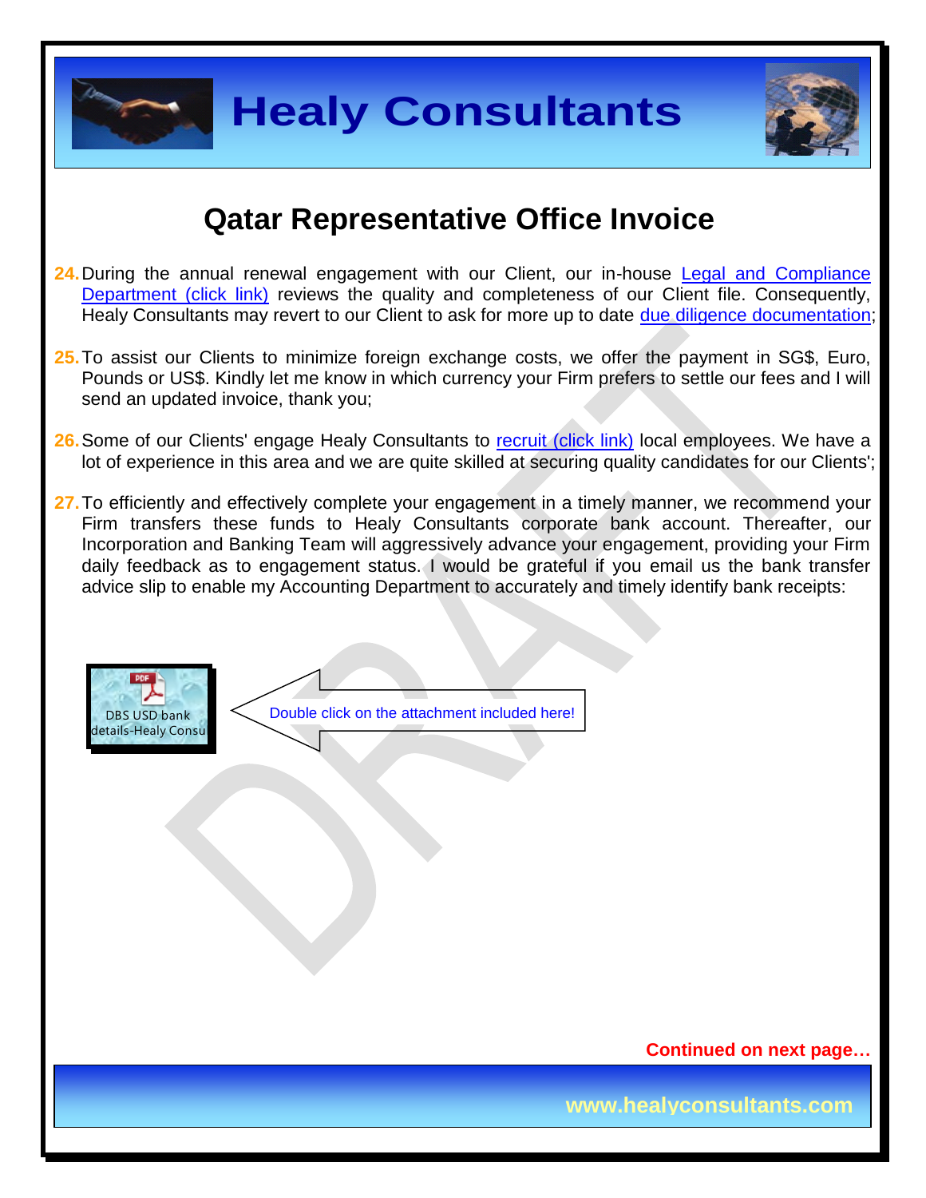# Qatar Representative Office Invoice

24. During the annual renewal engagement with our Client, our in-house Legal and Compliance Department (click link) reviews the quality and completeness of our Client file. Consequently, Healy Consultants may revert to our Client to ask for more up to date due diligence documentation;

25. To assist our Clients to minimize foreign exchange costs, we offer the payment in SG$, Euro, Pounds or US$. Kindly let me know in which currency your Firm prefers to settle our fees and I will send an updated invoice, thank you;

26. Some of our Clients' engage Healy Consultants to recruit (click link) local employees. We have a lot of experience in this area and we are quite skilled at securing quality candidates for our Clients';

27. To efficiently and effectively complete your engagement in a timely manner, we recommend your Firm transfers these funds to Healy Consultants corporate bank account. Thereafter, our Incorporation and Banking Team will aggressively advance your engagement, providing your Firm daily feedback as to engagement status. I would be grateful if you email us the bank transfer advice slip to enable my Accounting Department to accurately and timely identify bank receipts:

DBS USD bank details-Healy Consu

Double click on the attachment included here!

**Continued on next page…**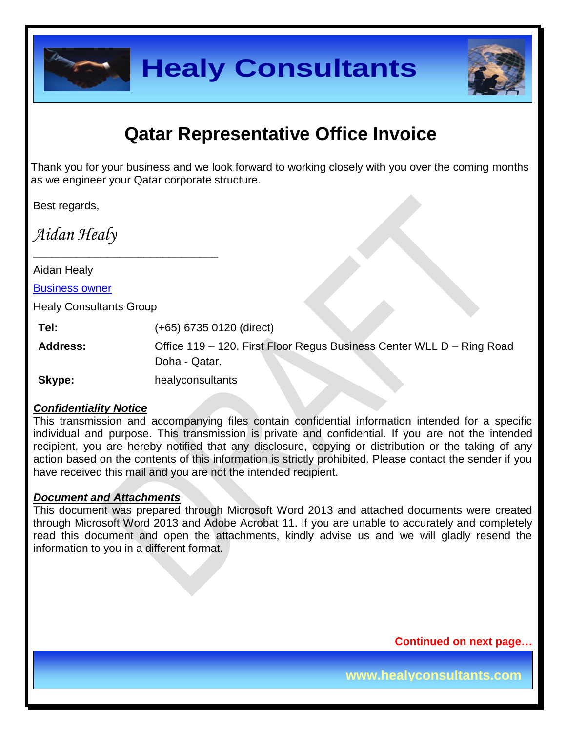# Qatar Representative Office Invoice

Thank you for your business and we look forward to working closely with you over the coming months as we engineer your Qatar corporate structure.

Best regards,

*Aidan Healy*

______________________________

Aidan Healy

Business owner

Healy Consultants Group

| | |
|---|---|
| **Tel:** | (+65) 6735 0120 (direct) |
| **Address:** | Office 119 – 120, First Floor Regus Business Center WLL D – Ring Road Doha - Qatar. |
| **Skype:** | healyconsultants |

***Confidentiality Notice***

This transmission and accompanying files contain confidential information intended for a specific individual and purpose. This transmission is private and confidential. If you are not the intended recipient, you are hereby notified that any disclosure, copying or distribution or the taking of any action based on the contents of this information is strictly prohibited. Please contact the sender if you have received this mail and you are not the intended recipient.

***Document and Attachments***

This document was prepared through Microsoft Word 2013 and attached documents were created through Microsoft Word 2013 and Adobe Acrobat 11. If you are unable to accurately and completely read this document and open the attachments, kindly advise us and we will gladly resend the information to you in a different format.

**Continued on next page…**